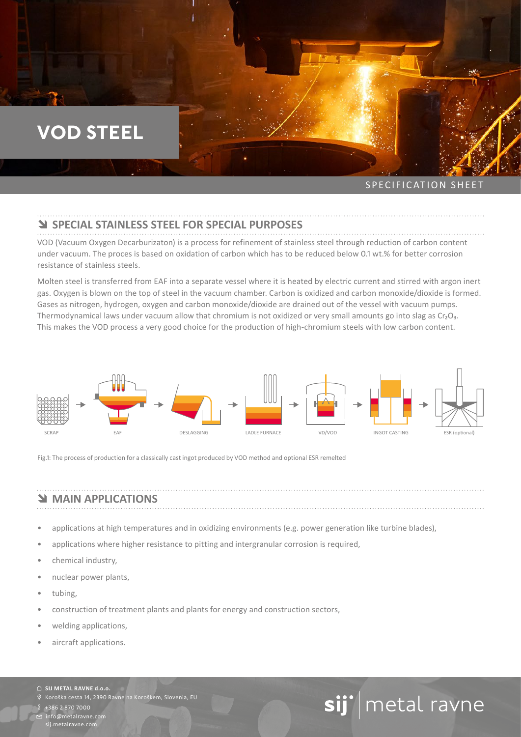# VOD STEEL

SPECIFICATION SHEET

## SPECIAL STAINLESS STEEL FOR SPECIAL PURPOSES

VOD (Vacuum Oxygen Decarburizaton) is a process for refinement of stainless steel through reduction of carbon content under vacuum. The proces is based on oxidation of carbon which has to be reduced below 0.1 wt.% for better corrosion resistance of stainless steels.

Molten steel is transferred from EAF into a separate vessel where it is heated by electric current and stirred with argon inert gas. Oxygen is blown on the top of steel in the vacuum chamber. Carbon is oxidized and carbon monoxide/dioxide is formed. Gases as nitrogen, hydrogen, oxygen and carbon monoxide/dioxide are drained out of the vessel with vacuum pumps. Thermodynamical laws under vacuum allow that chromium is not oxidized or very small amounts go into slag as $Cr_2O_3$. This makes the VOD process a very good choice for the production of high-chromium steels with low carbon content.

SCRAP → EAF → DESLAGGING → LADLE FURNACE → VD/VOD → INGOT CASTING → ESR (optional)

Fig.1: The process of production for a classically cast ingot produced by VOD method and optional ESR remelted

## MAIN APPLICATIONS

- applications at high temperatures and in oxidizing environments (e.g. power generation like turbine blades),
- applications where higher resistance to pitting and intergranular corrosion is required,
- chemical industry,
- nuclear power plants,
- tubing,
- construction of treatment plants and plants for energy and construction sectors,
- welding applications,
- aircraft applications.

**SIJ METAL RAVNE d.o.o.**
Koroška cesta 14, 2390 Ravne na Koroškem, Slovenia, EU
+386 2 870 7000
info@metalravne.com
sij.metalravne.com

sij metal ravne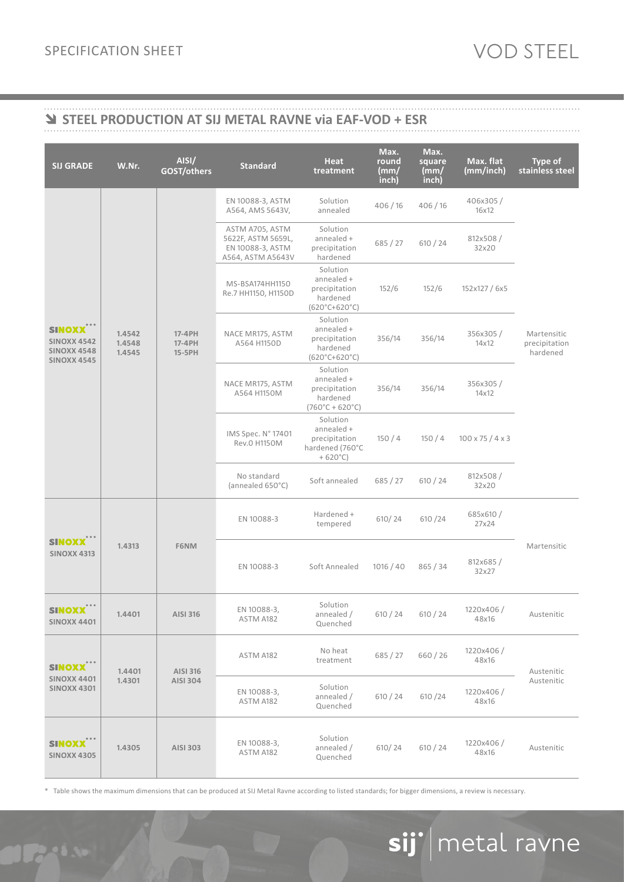SPECIFICATION SHEET

VOD STEEL

## STEEL PRODUCTION AT SIJ METAL RAVNE via EAF-VOD + ESR

| SIJ GRADE | W.Nr. | AISI/ GOST/others | Standard | Heat treatment | Max. round (mm/ inch) | Max. square (mm/ inch) | Max. flat (mm/inch) | Type of stainless steel |
|---|---|---|---|---|---|---|---|---|
| SINOXX SINOXX 4542 SINOXX 4548 SINOXX 4545 | 1.4542 1.4548 1.4545 | 17-4PH 17-4PH 15-5PH | EN 10088-3, ASTM A564, AMS 5643V, | Solution annealed | 406 / 16 | 406 / 16 | 406x305 / 16x12 | Martensitic precipitation hardened |
| | | | ASTM A705, ASTM 5622F, ASTM 5659L, EN 10088-3, ASTM A564, ASTM A5643V | Solution annealed + precipitation hardened | 685 / 27 | 610 / 24 | 812x508 / 32x20 | |
| | | | MS-BSA174HH1150 Re.7 HH1150, H1150D | Solution annealed + precipitation hardened (620°C+620°C) | 152/6 | 152/6 | 152x127 / 6x5 | |
| | | | NACE MR175, ASTM A564 H1150D | Solution annealed + precipitation hardened (620°C+620°C) | 356/14 | 356/14 | 356x305 / 14x12 | |
| | | | NACE MR175, ASTM A564 H1150M | Solution annealed + precipitation hardened (760°C + 620°C) | 356/14 | 356/14 | 356x305 / 14x12 | |
| | | | IMS Spec. N° 17401 Rev.0 H1150M | Solution annealed + precipitation hardened (760°C + 620°C) | 150 / 4 | 150 / 4 | 100 x 75 / 4 x 3 | |
| | | | No standard (annealed 650°C) | Soft annealed | 685 / 27 | 610 / 24 | 812x508 / 32x20 | |
| SINOXX SINOXX 4313 | 1.4313 | F6NM | EN 10088-3 | Hardened + tempered | 610/ 24 | 610 /24 | 685x610 / 27x24 | Martensitic |
| | | | EN 10088-3 | Soft Annealed | 1016 / 40 | 865 / 34 | 812x685 / 32x27 | |
| SINOXX SINOXX 4401 | 1.4401 | AISI 316 | EN 10088-3, ASTM A182 | Solution annealed / Quenched | 610 / 24 | 610 / 24 | 1220x406 / 48x16 | Austenitic |
| SINOXX SINOXX 4401 SINOXX 4301 | 1.4401 1.4301 | AISI 316 AISI 304 | ASTM A182 | No heat treatment | 685 / 27 | 660 / 26 | 1220x406 / 48x16 | Austenitic Austenitic |
| | | | EN 10088-3, ASTM A182 | Solution annealed / Quenched | 610 / 24 | 610 /24 | 1220x406 / 48x16 | |
| SINOXX SINOXX 4305 | 1.4305 | AISI 303 | EN 10088-3, ASTM A182 | Solution annealed / Quenched | 610/ 24 | 610 / 24 | 1220x406 / 48x16 | Austenitic |

* Table shows the maximum dimensions that can be produced at SIJ Metal Ravne according to listed standards; for bigger dimensions, a review is necessary.

sij metal ravne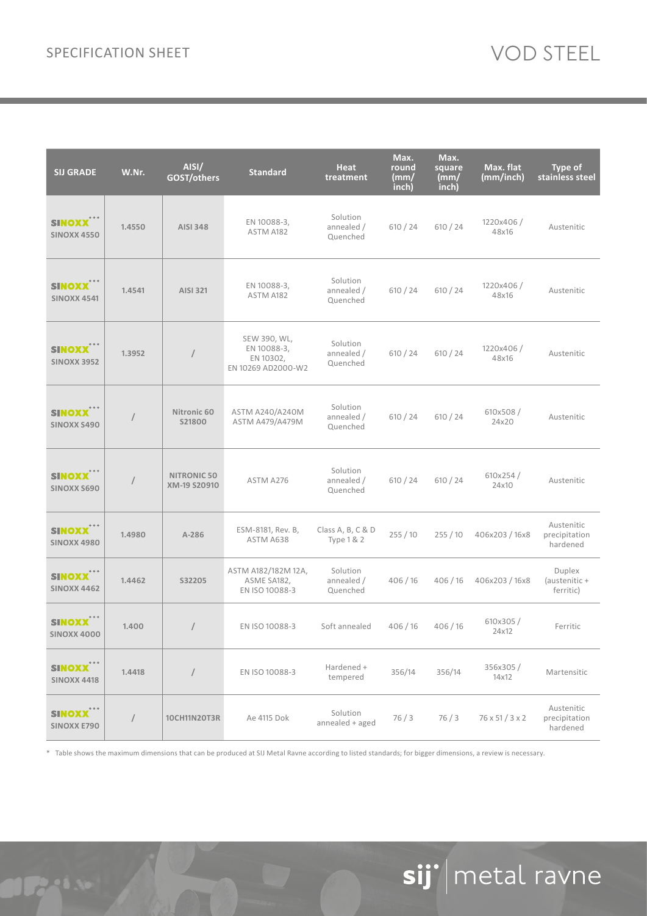| SIJ GRADE | W.Nr. | AISI/ GOST/others | Standard | Heat treatment | Max. round (mm/ inch) | Max. square (mm/ inch) | Max. flat (mm/inch) | Type of stainless steel |
|---|---|---|---|---|---|---|---|---|
| SINOXX SINOXX 4550 | 1.4550 | AISI 348 | EN 10088-3, ASTM A182 | Solution annealed / Quenched | 610 / 24 | 610 / 24 | 1220x406 / 48x16 | Austenitic |
| SINOXX SINOXX 4541 | 1.4541 | AISI 321 | EN 10088-3, ASTM A182 | Solution annealed / Quenched | 610 / 24 | 610 / 24 | 1220x406 / 48x16 | Austenitic |
| SINOXX SINOXX 3952 | 1.3952 | / | SEW 390, WL, EN 10088-3, EN 10302, EN 10269 AD2000-W2 | Solution annealed / Quenched | 610 / 24 | 610 / 24 | 1220x406 / 48x16 | Austenitic |
| SINOXX SINOXX S490 | / | Nitronic 60 S21800 | ASTM A240/A240M ASTM A479/A479M | Solution annealed / Quenched | 610 / 24 | 610 / 24 | 610x508 / 24x20 | Austenitic |
| SINOXX SINOXX S690 | / | NITRONIC 50 XM-19 S20910 | ASTM A276 | Solution annealed / Quenched | 610 / 24 | 610 / 24 | 610x254 / 24x10 | Austenitic |
| SINOXX SINOXX 4980 | 1.4980 | A-286 | ESM-8181, Rev. B, ASTM A638 | Class A, B, C & D Type 1 & 2 | 255 / 10 | 255 / 10 | 406x203 / 16x8 | Austenitic precipitation hardened |
| SINOXX SINOXX 4462 | 1.4462 | S32205 | ASTM A182/182M 12A, ASME SA182, EN ISO 10088-3 | Solution annealed / Quenched | 406 / 16 | 406 / 16 | 406x203 / 16x8 | Duplex (austenitic + ferritic) |
| SINOXX SINOXX 4000 | 1.400 | / | EN ISO 10088-3 | Soft annealed | 406 / 16 | 406 / 16 | 610x305 / 24x12 | Ferritic |
| SINOXX SINOXX 4418 | 1.4418 | / | EN ISO 10088-3 | Hardened + tempered | 356/14 | 356/14 | 356x305 / 14x12 | Martensitic |
| SINOXX SINOXX E790 | / | 10CH11N20T3R | Ae 4115 Dok | Solution annealed + aged | 76 / 3 | 76 / 3 | 76 x 51 / 3 x 2 | Austenitic precipitation hardened |

* Table shows the maximum dimensions that can be produced at SIJ Metal Ravne according to listed standards; for bigger dimensions, a review is necessary.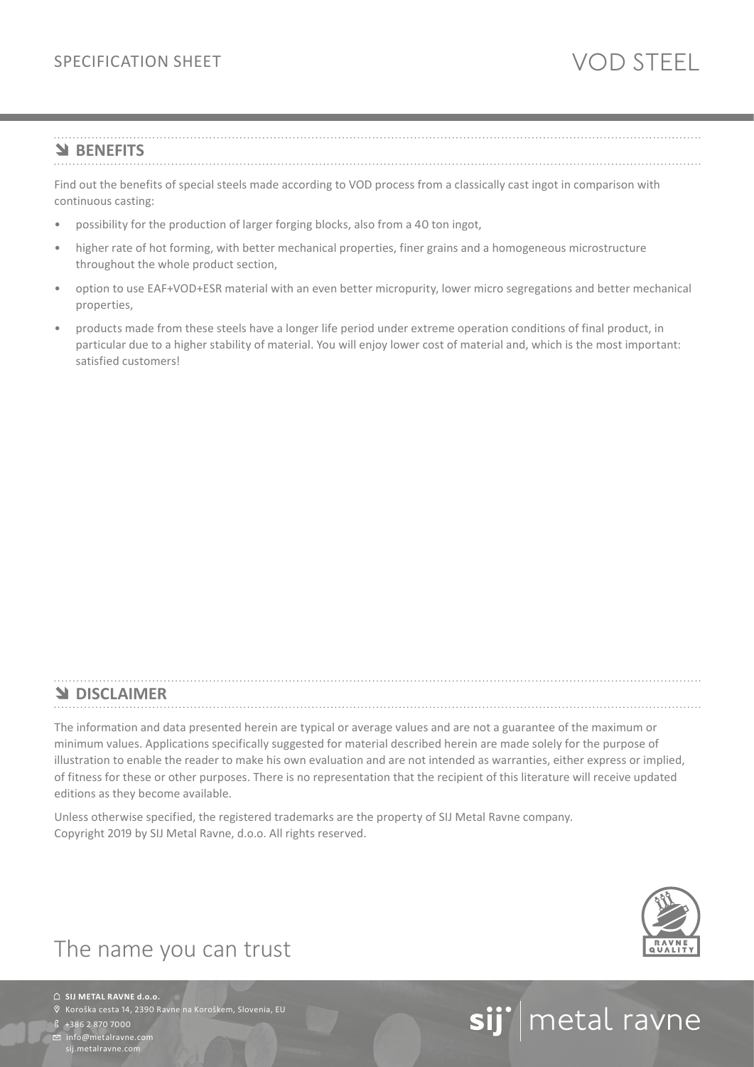## BENEFITS

Find out the benefits of special steels made according to VOD process from a classically cast ingot in comparison with continuous casting:

- possibility for the production of larger forging blocks, also from a 40 ton ingot,
- higher rate of hot forming, with better mechanical properties, finer grains and a homogeneous microstructure throughout the whole product section,
- option to use EAF+VOD+ESR material with an even better micropurity, lower micro segregations and better mechanical properties,
- products made from these steels have a longer life period under extreme operation conditions of final product, in particular due to a higher stability of material. You will enjoy lower cost of material and, which is the most important: satisfied customers!

## DISCLAIMER

The information and data presented herein are typical or average values and are not a guarantee of the maximum or minimum values. Applications specifically suggested for material described herein are made solely for the purpose of illustration to enable the reader to make his own evaluation and are not intended as warranties, either express or implied, of fitness for these or other purposes. There is no representation that the recipient of this literature will receive updated editions as they become available.

Unless otherwise specified, the registered trademarks are the property of SIJ Metal Ravne company.
Copyright 2019 by SIJ Metal Ravne, d.o.o. All rights reserved.

The name you can trust

**SIJ METAL RAVNE d.o.o.**
Koroška cesta 14, 2390 Ravne na Koroškem, Slovenia, EU
+386 2 870 7000
info@metalravne.com
sij.metalravne.com